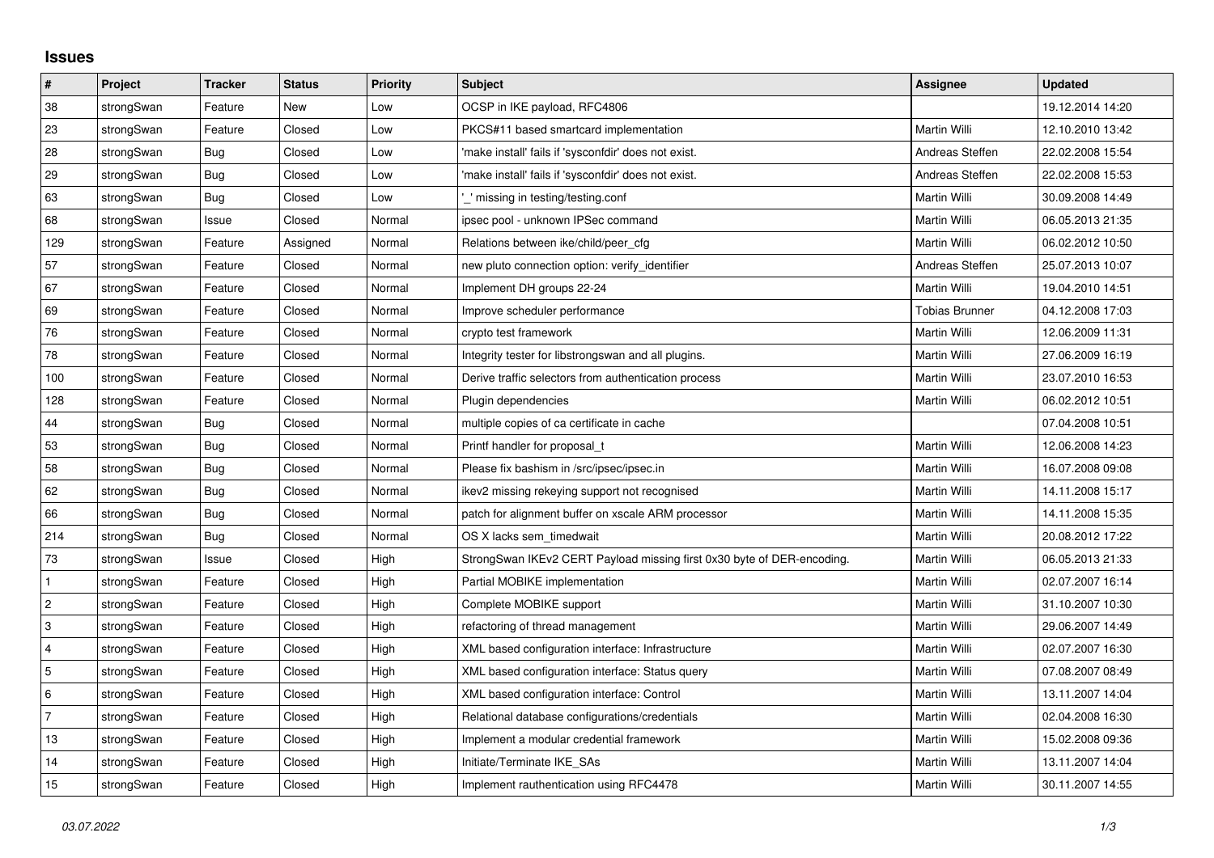# Issues

| # | Project | Tracker | Status | Priority | Subject | Assignee | Updated |
|---|---|---|---|---|---|---|---|
| 38 | strongSwan | Feature | New | Low | OCSP in IKE payload, RFC4806 | | 19.12.2014 14:20 |
| 23 | strongSwan | Feature | Closed | Low | PKCS#11 based smartcard implementation | Martin Willi | 12.10.2010 13:42 |
| 28 | strongSwan | Bug | Closed | Low | 'make install' fails if 'sysconfdir' does not exist. | Andreas Steffen | 22.02.2008 15:54 |
| 29 | strongSwan | Bug | Closed | Low | 'make install' fails if 'sysconfdir' does not exist. | Andreas Steffen | 22.02.2008 15:53 |
| 63 | strongSwan | Bug | Closed | Low | '_' missing in testing/testing.conf | Martin Willi | 30.09.2008 14:49 |
| 68 | strongSwan | Issue | Closed | Normal | ipsec pool - unknown IPSec command | Martin Willi | 06.05.2013 21:35 |
| 129 | strongSwan | Feature | Assigned | Normal | Relations between ike/child/peer_cfg | Martin Willi | 06.02.2012 10:50 |
| 57 | strongSwan | Feature | Closed | Normal | new pluto connection option: verify_identifier | Andreas Steffen | 25.07.2013 10:07 |
| 67 | strongSwan | Feature | Closed | Normal | Implement DH groups 22-24 | Martin Willi | 19.04.2010 14:51 |
| 69 | strongSwan | Feature | Closed | Normal | Improve scheduler performance | Tobias Brunner | 04.12.2008 17:03 |
| 76 | strongSwan | Feature | Closed | Normal | crypto test framework | Martin Willi | 12.06.2009 11:31 |
| 78 | strongSwan | Feature | Closed | Normal | Integrity tester for libstrongswan and all plugins. | Martin Willi | 27.06.2009 16:19 |
| 100 | strongSwan | Feature | Closed | Normal | Derive traffic selectors from authentication process | Martin Willi | 23.07.2010 16:53 |
| 128 | strongSwan | Feature | Closed | Normal | Plugin dependencies | Martin Willi | 06.02.2012 10:51 |
| 44 | strongSwan | Bug | Closed | Normal | multiple copies of ca certificate in cache | | 07.04.2008 10:51 |
| 53 | strongSwan | Bug | Closed | Normal | Printf handler for proposal_t | Martin Willi | 12.06.2008 14:23 |
| 58 | strongSwan | Bug | Closed | Normal | Please fix bashism in /src/ipsec/ipsec.in | Martin Willi | 16.07.2008 09:08 |
| 62 | strongSwan | Bug | Closed | Normal | ikev2 missing rekeying support not recognised | Martin Willi | 14.11.2008 15:17 |
| 66 | strongSwan | Bug | Closed | Normal | patch for alignment buffer on xscale ARM processor | Martin Willi | 14.11.2008 15:35 |
| 214 | strongSwan | Bug | Closed | Normal | OS X lacks sem_timedwait | Martin Willi | 20.08.2012 17:22 |
| 73 | strongSwan | Issue | Closed | High | StrongSwan IKEv2 CERT Payload missing first 0x30 byte of DER-encoding. | Martin Willi | 06.05.2013 21:33 |
| 1 | strongSwan | Feature | Closed | High | Partial MOBIKE implementation | Martin Willi | 02.07.2007 16:14 |
| 2 | strongSwan | Feature | Closed | High | Complete MOBIKE support | Martin Willi | 31.10.2007 10:30 |
| 3 | strongSwan | Feature | Closed | High | refactoring of thread management | Martin Willi | 29.06.2007 14:49 |
| 4 | strongSwan | Feature | Closed | High | XML based configuration interface: Infrastructure | Martin Willi | 02.07.2007 16:30 |
| 5 | strongSwan | Feature | Closed | High | XML based configuration interface: Status query | Martin Willi | 07.08.2007 08:49 |
| 6 | strongSwan | Feature | Closed | High | XML based configuration interface: Control | Martin Willi | 13.11.2007 14:04 |
| 7 | strongSwan | Feature | Closed | High | Relational database configurations/credentials | Martin Willi | 02.04.2008 16:30 |
| 13 | strongSwan | Feature | Closed | High | Implement a modular credential framework | Martin Willi | 15.02.2008 09:36 |
| 14 | strongSwan | Feature | Closed | High | Initiate/Terminate IKE_SAs | Martin Willi | 13.11.2007 14:04 |
| 15 | strongSwan | Feature | Closed | High | Implement rauthentication using RFC4478 | Martin Willi | 30.11.2007 14:55 |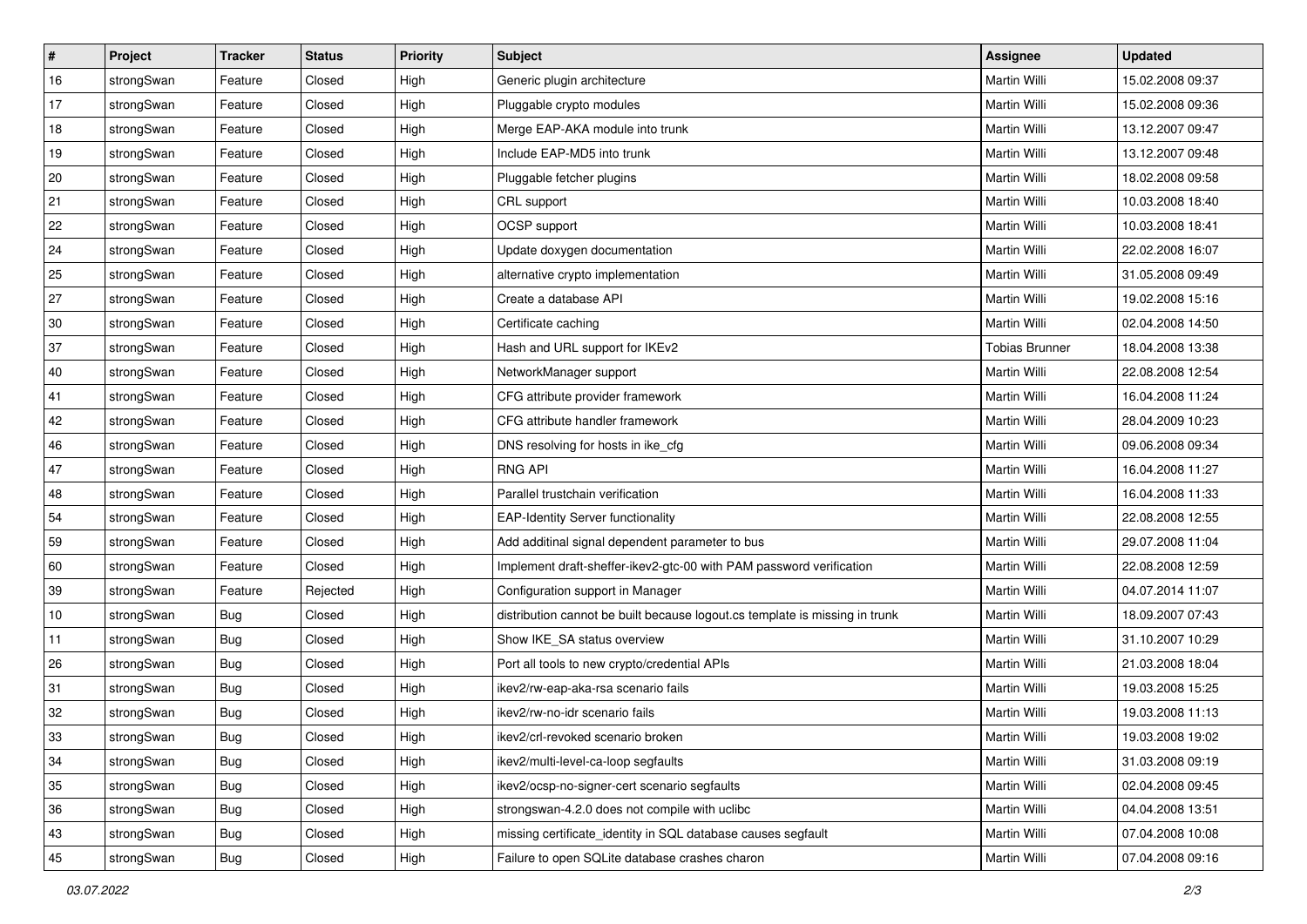| # | Project | Tracker | Status | Priority | Subject | Assignee | Updated |
|---|---|---|---|---|---|---|---|
| 16 | strongSwan | Feature | Closed | High | Generic plugin architecture | Martin Willi | 15.02.2008 09:37 |
| 17 | strongSwan | Feature | Closed | High | Pluggable crypto modules | Martin Willi | 15.02.2008 09:36 |
| 18 | strongSwan | Feature | Closed | High | Merge EAP-AKA module into trunk | Martin Willi | 13.12.2007 09:47 |
| 19 | strongSwan | Feature | Closed | High | Include EAP-MD5 into trunk | Martin Willi | 13.12.2007 09:48 |
| 20 | strongSwan | Feature | Closed | High | Pluggable fetcher plugins | Martin Willi | 18.02.2008 09:58 |
| 21 | strongSwan | Feature | Closed | High | CRL support | Martin Willi | 10.03.2008 18:40 |
| 22 | strongSwan | Feature | Closed | High | OCSP support | Martin Willi | 10.03.2008 18:41 |
| 24 | strongSwan | Feature | Closed | High | Update doxygen documentation | Martin Willi | 22.02.2008 16:07 |
| 25 | strongSwan | Feature | Closed | High | alternative crypto implementation | Martin Willi | 31.05.2008 09:49 |
| 27 | strongSwan | Feature | Closed | High | Create a database API | Martin Willi | 19.02.2008 15:16 |
| 30 | strongSwan | Feature | Closed | High | Certificate caching | Martin Willi | 02.04.2008 14:50 |
| 37 | strongSwan | Feature | Closed | High | Hash and URL support for IKEv2 | Tobias Brunner | 18.04.2008 13:38 |
| 40 | strongSwan | Feature | Closed | High | NetworkManager support | Martin Willi | 22.08.2008 12:54 |
| 41 | strongSwan | Feature | Closed | High | CFG attribute provider framework | Martin Willi | 16.04.2008 11:24 |
| 42 | strongSwan | Feature | Closed | High | CFG attribute handler framework | Martin Willi | 28.04.2009 10:23 |
| 46 | strongSwan | Feature | Closed | High | DNS resolving for hosts in ike_cfg | Martin Willi | 09.06.2008 09:34 |
| 47 | strongSwan | Feature | Closed | High | RNG API | Martin Willi | 16.04.2008 11:27 |
| 48 | strongSwan | Feature | Closed | High | Parallel trustchain verification | Martin Willi | 16.04.2008 11:33 |
| 54 | strongSwan | Feature | Closed | High | EAP-Identity Server functionality | Martin Willi | 22.08.2008 12:55 |
| 59 | strongSwan | Feature | Closed | High | Add additinal signal dependent parameter to bus | Martin Willi | 29.07.2008 11:04 |
| 60 | strongSwan | Feature | Closed | High | Implement draft-sheffer-ikev2-gtc-00 with PAM password verification | Martin Willi | 22.08.2008 12:59 |
| 39 | strongSwan | Feature | Rejected | High | Configuration support in Manager | Martin Willi | 04.07.2014 11:07 |
| 10 | strongSwan | Bug | Closed | High | distribution cannot be built because logout.cs template is missing in trunk | Martin Willi | 18.09.2007 07:43 |
| 11 | strongSwan | Bug | Closed | High | Show IKE_SA status overview | Martin Willi | 31.10.2007 10:29 |
| 26 | strongSwan | Bug | Closed | High | Port all tools to new crypto/credential APIs | Martin Willi | 21.03.2008 18:04 |
| 31 | strongSwan | Bug | Closed | High | ikev2/rw-eap-aka-rsa scenario fails | Martin Willi | 19.03.2008 15:25 |
| 32 | strongSwan | Bug | Closed | High | ikev2/rw-no-idr scenario fails | Martin Willi | 19.03.2008 11:13 |
| 33 | strongSwan | Bug | Closed | High | ikev2/crl-revoked scenario broken | Martin Willi | 19.03.2008 19:02 |
| 34 | strongSwan | Bug | Closed | High | ikev2/multi-level-ca-loop segfaults | Martin Willi | 31.03.2008 09:19 |
| 35 | strongSwan | Bug | Closed | High | ikev2/ocsp-no-signer-cert scenario segfaults | Martin Willi | 02.04.2008 09:45 |
| 36 | strongSwan | Bug | Closed | High | strongswan-4.2.0 does not compile with uclibc | Martin Willi | 04.04.2008 13:51 |
| 43 | strongSwan | Bug | Closed | High | missing certificate_identity in SQL database causes segfault | Martin Willi | 07.04.2008 10:08 |
| 45 | strongSwan | Bug | Closed | High | Failure to open SQLite database crashes charon | Martin Willi | 07.04.2008 09:16 |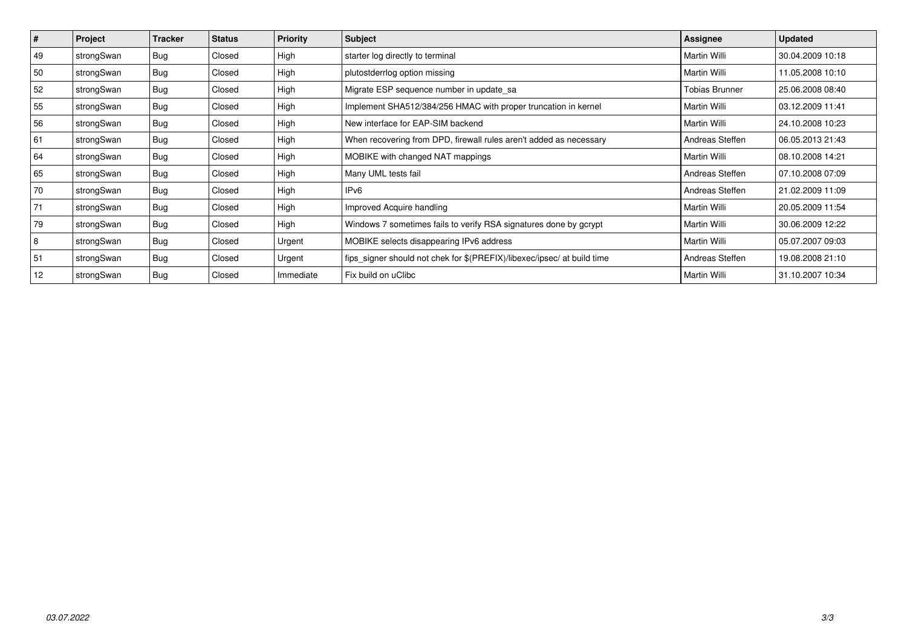| # | Project | Tracker | Status | Priority | Subject | Assignee | Updated |
|---|---|---|---|---|---|---|---|
| 49 | strongSwan | Bug | Closed | High | starter log directly to terminal | Martin Willi | 30.04.2009 10:18 |
| 50 | strongSwan | Bug | Closed | High | plutostderrlog option missing | Martin Willi | 11.05.2008 10:10 |
| 52 | strongSwan | Bug | Closed | High | Migrate ESP sequence number in update_sa | Tobias Brunner | 25.06.2008 08:40 |
| 55 | strongSwan | Bug | Closed | High | Implement SHA512/384/256 HMAC with proper truncation in kernel | Martin Willi | 03.12.2009 11:41 |
| 56 | strongSwan | Bug | Closed | High | New interface for EAP-SIM backend | Martin Willi | 24.10.2008 10:23 |
| 61 | strongSwan | Bug | Closed | High | When recovering from DPD, firewall rules aren't added as necessary | Andreas Steffen | 06.05.2013 21:43 |
| 64 | strongSwan | Bug | Closed | High | MOBIKE with changed NAT mappings | Martin Willi | 08.10.2008 14:21 |
| 65 | strongSwan | Bug | Closed | High | Many UML tests fail | Andreas Steffen | 07.10.2008 07:09 |
| 70 | strongSwan | Bug | Closed | High | IPv6 | Andreas Steffen | 21.02.2009 11:09 |
| 71 | strongSwan | Bug | Closed | High | Improved Acquire handling | Martin Willi | 20.05.2009 11:54 |
| 79 | strongSwan | Bug | Closed | High | Windows 7 sometimes fails to verify RSA signatures done by gcrypt | Martin Willi | 30.06.2009 12:22 |
| 8 | strongSwan | Bug | Closed | Urgent | MOBIKE selects disappearing IPv6 address | Martin Willi | 05.07.2007 09:03 |
| 51 | strongSwan | Bug | Closed | Urgent | fips_signer should not chek for $(PREFIX)/libexec/ipsec/ at build time | Andreas Steffen | 19.08.2008 21:10 |
| 12 | strongSwan | Bug | Closed | Immediate | Fix build on uClibc | Martin Willi | 31.10.2007 10:34 |